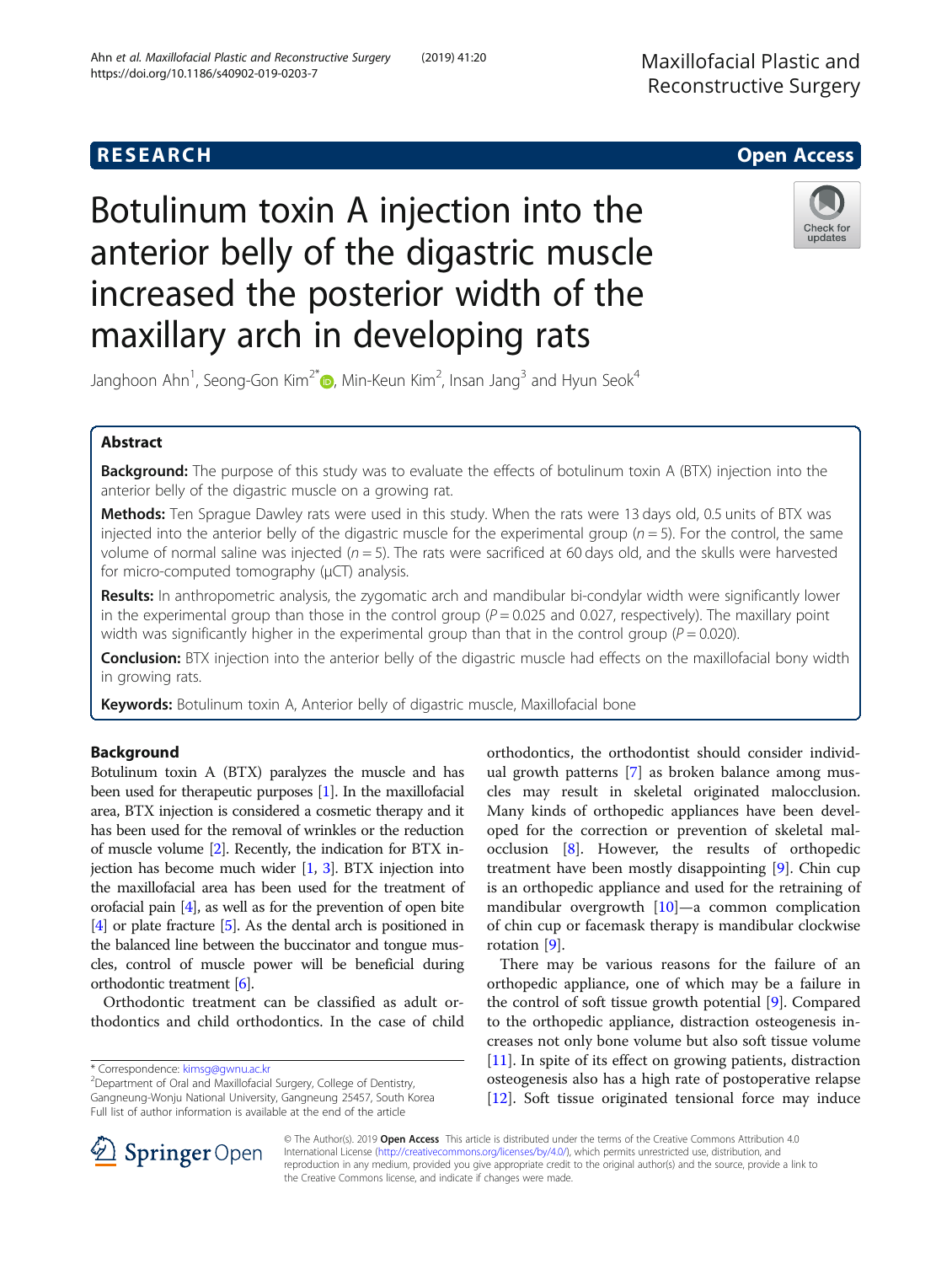**RESEARCH** **Open Access**

# Botulinum toxin A injection into the anterior belly of the digastric muscle increased the posterior width of the maxillary arch in developing rats

Janghoon Ahn[1], Seong-Gon Kim[2*], Min-Keun Kim[2], Insan Jang[3] and Hyun Seok[4]

## Abstract

**Background:** The purpose of this study was to evaluate the effects of botulinum toxin A (BTX) injection into the anterior belly of the digastric muscle on a growing rat.

**Methods:** Ten Sprague Dawley rats were used in this study. When the rats were 13 days old, 0.5 units of BTX was injected into the anterior belly of the digastric muscle for the experimental group ($n = 5$). For the control, the same volume of normal saline was injected ($n = 5$). The rats were sacrificed at 60 days old, and the skulls were harvested for micro-computed tomography (μCT) analysis.

**Results:** In anthropometric analysis, the zygomatic arch and mandibular bi-condylar width were significantly lower in the experimental group than those in the control group ($P = 0.025$ and 0.027, respectively). The maxillary point width was significantly higher in the experimental group than that in the control group ($P = 0.020$).

**Conclusion:** BTX injection into the anterior belly of the digastric muscle had effects on the maxillofacial bony width in growing rats.

**Keywords:** Botulinum toxin A, Anterior belly of digastric muscle, Maxillofacial bone

## Background

Botulinum toxin A (BTX) paralyzes the muscle and has been used for therapeutic purposes [1]. In the maxillofacial area, BTX injection is considered a cosmetic therapy and it has been used for the removal of wrinkles or the reduction of muscle volume [2]. Recently, the indication for BTX injection has become much wider [1, 3]. BTX injection into the maxillofacial area has been used for the treatment of orofacial pain [4], as well as for the prevention of open bite [4] or plate fracture [5]. As the dental arch is positioned in the balanced line between the buccinator and tongue muscles, control of muscle power will be beneficial during orthodontic treatment [6].

Orthodontic treatment can be classified as adult orthodontics and child orthodontics. In the case of child orthodontics, the orthodontist should consider individual growth patterns [7] as broken balance among muscles may result in skeletal originated malocclusion. Many kinds of orthopedic appliances have been developed for the correction or prevention of skeletal malocclusion [8]. However, the results of orthopedic treatment have been mostly disappointing [9]. Chin cup is an orthopedic appliance and used for the retraining of mandibular overgrowth [10]—a common complication of chin cup or facemask therapy is mandibular clockwise rotation [9].

There may be various reasons for the failure of an orthopedic appliance, one of which may be a failure in the control of soft tissue growth potential [9]. Compared to the orthopedic appliance, distraction osteogenesis increases not only bone volume but also soft tissue volume [11]. In spite of its effect on growing patients, distraction osteogenesis also has a high rate of postoperative relapse [12]. Soft tissue originated tensional force may induce

\* Correspondence: kimsg@gwnu.ac.kr
[2]Department of Oral and Maxillofacial Surgery, College of Dentistry, Gangneung-Wonju National University, Gangneung 25457, South Korea
Full list of author information is available at the end of the article

© The Author(s). 2019 **Open Access** This article is distributed under the terms of the Creative Commons Attribution 4.0 International License (http://creativecommons.org/licenses/by/4.0/), which permits unrestricted use, distribution, and reproduction in any medium, provided you give appropriate credit to the original author(s) and the source, provide a link to the Creative Commons license, and indicate if changes were made.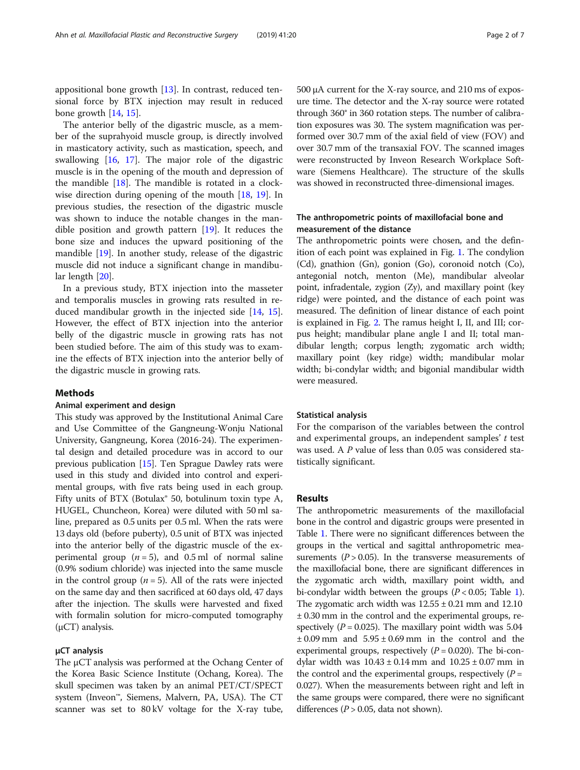appositional bone growth [13]. In contrast, reduced tensional force by BTX injection may result in reduced bone growth [14, 15].

The anterior belly of the digastric muscle, as a member of the suprahyoid muscle group, is directly involved in masticatory activity, such as mastication, speech, and swallowing [16, 17]. The major role of the digastric muscle is in the opening of the mouth and depression of the mandible [18]. The mandible is rotated in a clockwise direction during opening of the mouth [18, 19]. In previous studies, the resection of the digastric muscle was shown to induce the notable changes in the mandible position and growth pattern [19]. It reduces the bone size and induces the upward positioning of the mandible [19]. In another study, release of the digastric muscle did not induce a significant change in mandibular length [20].

In a previous study, BTX injection into the masseter and temporalis muscles in growing rats resulted in reduced mandibular growth in the injected side [14, 15]. However, the effect of BTX injection into the anterior belly of the digastric muscle in growing rats has not been studied before. The aim of this study was to examine the effects of BTX injection into the anterior belly of the digastric muscle in growing rats.

## Methods

### Animal experiment and design

This study was approved by the Institutional Animal Care and Use Committee of the Gangneung-Wonju National University, Gangneung, Korea (2016-24). The experimental design and detailed procedure was in accord to our previous publication [15]. Ten Sprague Dawley rats were used in this study and divided into control and experimental groups, with five rats being used in each group. Fifty units of BTX (Botulax® 50, botulinum toxin type A, HUGEL, Chuncheon, Korea) were diluted with 50 ml saline, prepared as 0.5 units per 0.5 ml. When the rats were 13 days old (before puberty), 0.5 unit of BTX was injected into the anterior belly of the digastric muscle of the experimental group ($n = 5$), and 0.5 ml of normal saline (0.9% sodium chloride) was injected into the same muscle in the control group ($n = 5$). All of the rats were injected on the same day and then sacrificed at 60 days old, 47 days after the injection. The skulls were harvested and fixed with formalin solution for micro-computed tomography (μCT) analysis.

### μCT analysis

The μCT analysis was performed at the Ochang Center of the Korea Basic Science Institute (Ochang, Korea). The skull specimen was taken by an animal PET/CT/SPECT system (Inveon™, Siemens, Malvern, PA, USA). The CT scanner was set to 80 kV voltage for the X-ray tube, 500 μA current for the X-ray source, and 210 ms of exposure time. The detector and the X-ray source were rotated through 360° in 360 rotation steps. The number of calibration exposures was 30. The system magnification was performed over 30.7 mm of the axial field of view (FOV) and over 30.7 mm of the transaxial FOV. The scanned images were reconstructed by Inveon Research Workplace Software (Siemens Healthcare). The structure of the skulls was showed in reconstructed three-dimensional images.

### The anthropometric points of maxillofacial bone and measurement of the distance

The anthropometric points were chosen, and the definition of each point was explained in Fig. 1. The condylion (Cd), gnathion (Gn), gonion (Go), coronoid notch (Co), antegonial notch, menton (Me), mandibular alveolar point, infradentale, zygion (Zy), and maxillary point (key ridge) were pointed, and the distance of each point was measured. The definition of linear distance of each point is explained in Fig. 2. The ramus height I, II, and III; corpus height; mandibular plane angle I and II; total mandibular length; corpus length; zygomatic arch width; maxillary point (key ridge) width; mandibular molar width; bi-condylar width; and bigonial mandibular width were measured.

### Statistical analysis

For the comparison of the variables between the control and experimental groups, an independent samples' *t* test was used. A *P* value of less than 0.05 was considered statistically significant.

## Results

The anthropometric measurements of the maxillofacial bone in the control and digastric groups were presented in Table 1. There were no significant differences between the groups in the vertical and sagittal anthropometric measurements ($P > 0.05$). In the transverse measurements of the maxillofacial bone, there are significant differences in the zygomatic arch width, maxillary point width, and bi-condylar width between the groups ($P < 0.05$; Table 1). The zygomatic arch width was 12.55 ± 0.21 mm and 12.10 ± 0.30 mm in the control and the experimental groups, respectively ($P = 0.025$). The maxillary point width was 5.04 ± 0.09 mm and 5.95 ± 0.69 mm in the control and the experimental groups, respectively ($P = 0.020$). The bi-condylar width was 10.43 ± 0.14 mm and 10.25 ± 0.07 mm in the control and the experimental groups, respectively ($P = 0.027$). When the measurements between right and left in the same groups were compared, there were no significant differences ($P > 0.05$, data not shown).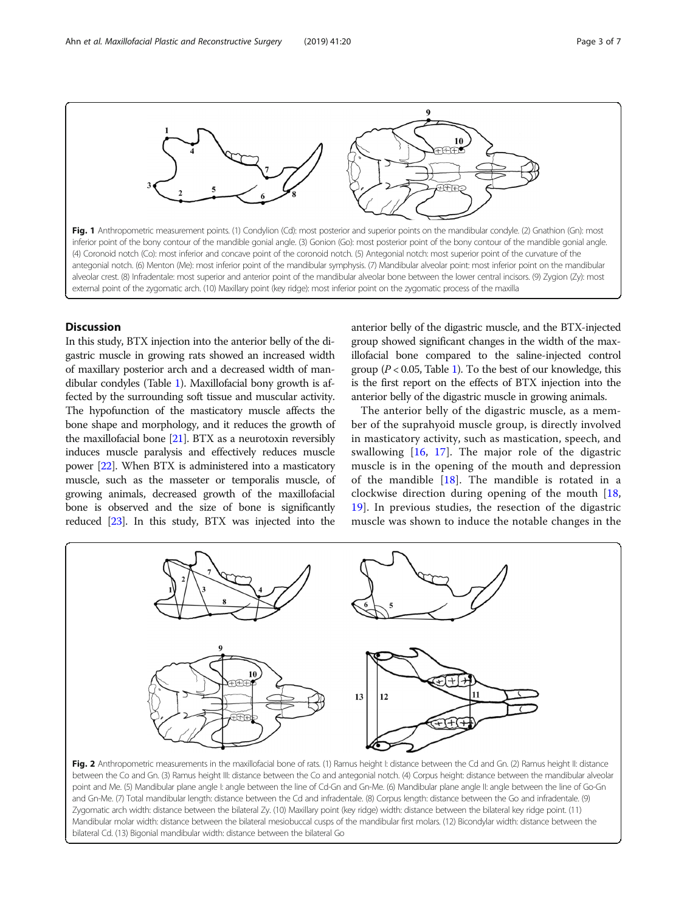Fig. 1 Anthropometric measurement points. (1) Condylion (Cd): most posterior and superior points on the mandibular condyle. (2) Gnathion (Gn): most inferior point of the bony contour of the mandible gonial angle. (3) Gonion (Go): most posterior point of the bony contour of the mandible gonial angle. (4) Coronoid notch (Co): most inferior and concave point of the coronoid notch. (5) Antegonial notch: most superior point of the curvature of the antegonial notch. (6) Menton (Me): most inferior point of the mandibular symphysis. (7) Mandibular alveolar point: most inferior point on the mandibular alveolar crest. (8) Infradentale: most superior and anterior point of the mandibular alveolar bone between the lower central incisors. (9) Zygion (Zy): most external point of the zygomatic arch. (10) Maxillary point (key ridge): most inferior point on the zygomatic process of the maxilla

## Discussion

In this study, BTX injection into the anterior belly of the digastric muscle in growing rats showed an increased width of maxillary posterior arch and a decreased width of mandibular condyles (Table 1). Maxillofacial bony growth is affected by the surrounding soft tissue and muscular activity. The hypofunction of the masticatory muscle affects the bone shape and morphology, and it reduces the growth of the maxillofacial bone [21]. BTX as a neurotoxin reversibly induces muscle paralysis and effectively reduces muscle power [22]. When BTX is administered into a masticatory muscle, such as the masseter or temporalis muscle, of growing animals, decreased growth of the maxillofacial bone is observed and the size of bone is significantly reduced [23]. In this study, BTX was injected into the anterior belly of the digastric muscle, and the BTX-injected group showed significant changes in the width of the maxillofacial bone compared to the saline-injected control group ($P < 0.05$, Table 1). To the best of our knowledge, this is the first report on the effects of BTX injection into the anterior belly of the digastric muscle in growing animals.

The anterior belly of the digastric muscle, as a member of the suprahyoid muscle group, is directly involved in masticatory activity, such as mastication, speech, and swallowing [16, 17]. The major role of the digastric muscle is in the opening of the mouth and depression of the mandible [18]. The mandible is rotated in a clockwise direction during opening of the mouth [18, 19]. In previous studies, the resection of the digastric muscle was shown to induce the notable changes in the

Fig. 2 Anthropometric measurements in the maxillofacial bone of rats. (1) Ramus height I: distance between the Cd and Gn. (2) Ramus height II: distance between the Co and Gn. (3) Ramus height III: distance between the Co and antegonial notch. (4) Corpus height: distance between the mandibular alveolar point and Me. (5) Mandibular plane angle I: angle between the line of Cd-Gn and Gn-Me. (6) Mandibular plane angle II: angle between the line of Go-Gn and Gn-Me. (7) Total mandibular length: distance between the Cd and infradentale. (8) Corpus length: distance between the Go and infradentale. (9) Zygomatic arch width: distance between the bilateral Zy. (10) Maxillary point (key ridge) width: distance between the bilateral key ridge point. (11) Mandibular molar width: distance between the bilateral mesiobuccal cusps of the mandibular first molars. (12) Bicondylar width: distance between the bilateral Cd. (13) Bigonial mandibular width: distance between the bilateral Go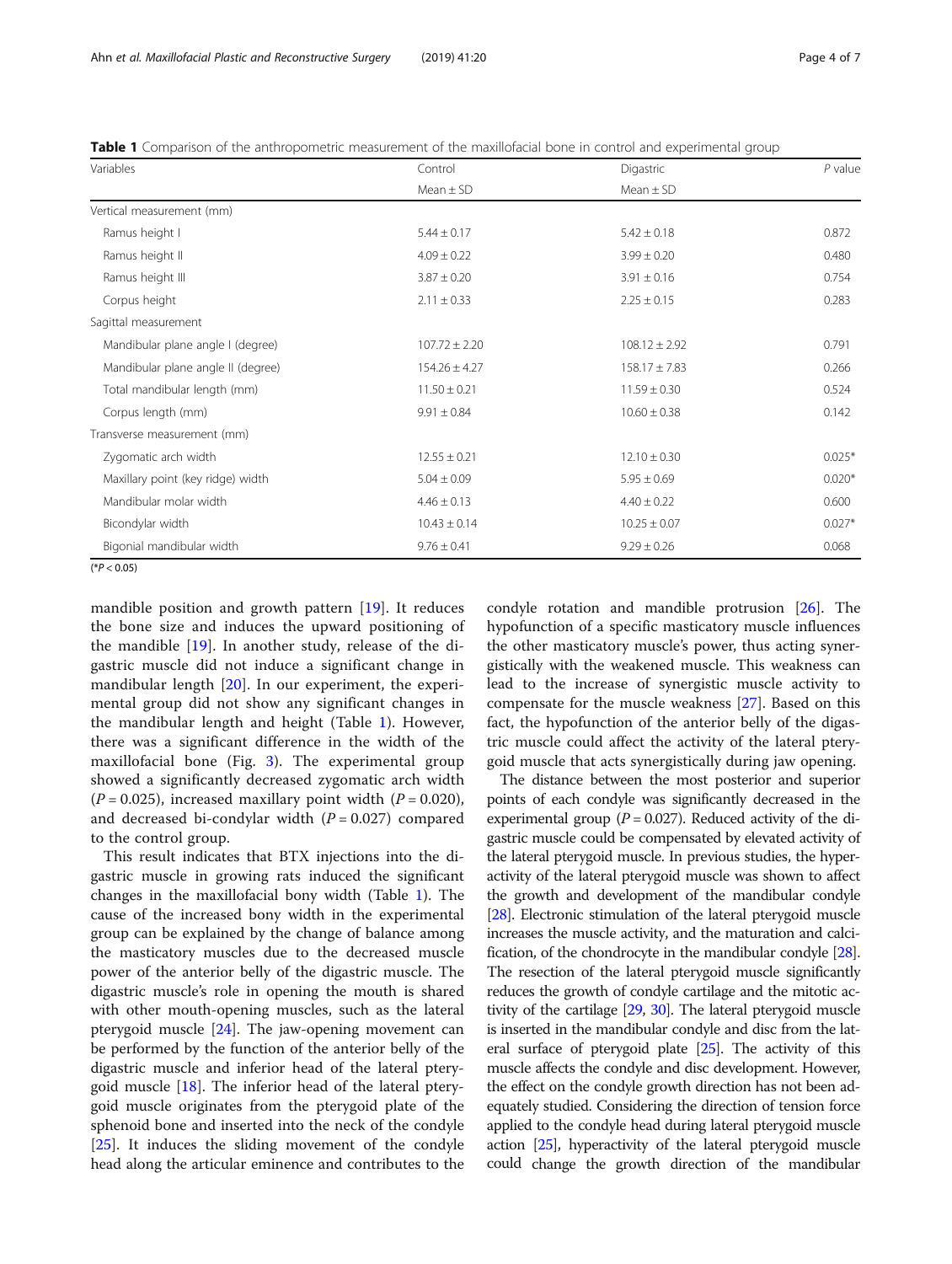**Table 1** Comparison of the anthropometric measurement of the maxillofacial bone in control and experimental group

| Variables | Control | Digastric | *P* value |
|---|---|---|---|
| | Mean ± SD | Mean ± SD | |
| Vertical measurement (mm) | | | |
| Ramus height I | 5.44 ± 0.17 | 5.42 ± 0.18 | 0.872 |
| Ramus height II | 4.09 ± 0.22 | 3.99 ± 0.20 | 0.480 |
| Ramus height III | 3.87 ± 0.20 | 3.91 ± 0.16 | 0.754 |
| Corpus height | 2.11 ± 0.33 | 2.25 ± 0.15 | 0.283 |
| Sagittal measurement | | | |
| Mandibular plane angle I (degree) | 107.72 ± 2.20 | 108.12 ± 2.92 | 0.791 |
| Mandibular plane angle II (degree) | 154.26 ± 4.27 | 158.17 ± 7.83 | 0.266 |
| Total mandibular length (mm) | 11.50 ± 0.21 | 11.59 ± 0.30 | 0.524 |
| Corpus length (mm) | 9.91 ± 0.84 | 10.60 ± 0.38 | 0.142 |
| Transverse measurement (mm) | | | |
| Zygomatic arch width | 12.55 ± 0.21 | 12.10 ± 0.30 | 0.025* |
| Maxillary point (key ridge) width | 5.04 ± 0.09 | 5.95 ± 0.69 | 0.020* |
| Mandibular molar width | 4.46 ± 0.13 | 4.40 ± 0.22 | 0.600 |
| Bicondylar width | 10.43 ± 0.14 | 10.25 ± 0.07 | 0.027* |
| Bigonial mandibular width | 9.76 ± 0.41 | 9.29 ± 0.26 | 0.068 |

(*$P < 0.05$)

mandible position and growth pattern [19]. It reduces the bone size and induces the upward positioning of the mandible [19]. In another study, release of the digastric muscle did not induce a significant change in mandibular length [20]. In our experiment, the experimental group did not show any significant changes in the mandibular length and height (Table 1). However, there was a significant difference in the width of the maxillofacial bone (Fig. 3). The experimental group showed a significantly decreased zygomatic arch width ($P = 0.025$), increased maxillary point width ($P = 0.020$), and decreased bi-condylar width ($P = 0.027$) compared to the control group.

This result indicates that BTX injections into the digastric muscle in growing rats induced the significant changes in the maxillofacial bony width (Table 1). The cause of the increased bony width in the experimental group can be explained by the change of balance among the masticatory muscles due to the decreased muscle power of the anterior belly of the digastric muscle. The digastric muscle's role in opening the mouth is shared with other mouth-opening muscles, such as the lateral pterygoid muscle [24]. The jaw-opening movement can be performed by the function of the anterior belly of the digastric muscle and inferior head of the lateral pterygoid muscle [18]. The inferior head of the lateral pterygoid muscle originates from the pterygoid plate of the sphenoid bone and inserted into the neck of the condyle [25]. It induces the sliding movement of the condyle head along the articular eminence and contributes to the condyle rotation and mandible protrusion [26]. The hypofunction of a specific masticatory muscle influences the other masticatory muscle's power, thus acting synergistically with the weakened muscle. This weakness can lead to the increase of synergistic muscle activity to compensate for the muscle weakness [27]. Based on this fact, the hypofunction of the anterior belly of the digastric muscle could affect the activity of the lateral pterygoid muscle that acts synergistically during jaw opening.

The distance between the most posterior and superior points of each condyle was significantly decreased in the experimental group ($P = 0.027$). Reduced activity of the digastric muscle could be compensated by elevated activity of the lateral pterygoid muscle. In previous studies, the hyperactivity of the lateral pterygoid muscle was shown to affect the growth and development of the mandibular condyle [28]. Electronic stimulation of the lateral pterygoid muscle increases the muscle activity, and the maturation and calcification, of the chondrocyte in the mandibular condyle [28]. The resection of the lateral pterygoid muscle significantly reduces the growth of condyle cartilage and the mitotic activity of the cartilage [29, 30]. The lateral pterygoid muscle is inserted in the mandibular condyle and disc from the lateral surface of pterygoid plate [25]. The activity of this muscle affects the condyle and disc development. However, the effect on the condyle growth direction has not been adequately studied. Considering the direction of tension force applied to the condyle head during lateral pterygoid muscle action [25], hyperactivity of the lateral pterygoid muscle could change the growth direction of the mandibular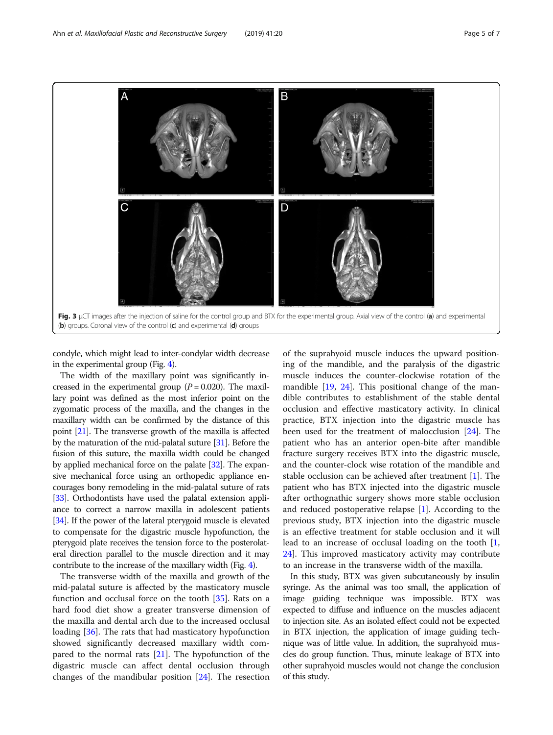Fig. 3 μCT images after the injection of saline for the control group and BTX for the experimental group. Axial view of the control (**a**) and experimental (**b**) groups. Coronal view of the control (**c**) and experimental (**d**) groups

condyle, which might lead to inter-condylar width decrease in the experimental group (Fig. 4).

The width of the maxillary point was significantly increased in the experimental group ($P = 0.020$). The maxillary point was defined as the most inferior point on the zygomatic process of the maxilla, and the changes in the maxillary width can be confirmed by the distance of this point [21]. The transverse growth of the maxilla is affected by the maturation of the mid-palatal suture [31]. Before the fusion of this suture, the maxilla width could be changed by applied mechanical force on the palate [32]. The expansive mechanical force using an orthopedic appliance encourages bony remodeling in the mid-palatal suture of rats [33]. Orthodontists have used the palatal extension appliance to correct a narrow maxilla in adolescent patients [34]. If the power of the lateral pterygoid muscle is elevated to compensate for the digastric muscle hypofunction, the pterygoid plate receives the tension force to the posterolateral direction parallel to the muscle direction and it may contribute to the increase of the maxillary width (Fig. 4).

The transverse width of the maxilla and growth of the mid-palatal suture is affected by the masticatory muscle function and occlusal force on the tooth [35]. Rats on a hard food diet show a greater transverse dimension of the maxilla and dental arch due to the increased occlusal loading [36]. The rats that had masticatory hypofunction showed significantly decreased maxillary width compared to the normal rats [21]. The hypofunction of the digastric muscle can affect dental occlusion through changes of the mandibular position [24]. The resection of the suprahyoid muscle induces the upward positioning of the mandible, and the paralysis of the digastric muscle induces the counter-clockwise rotation of the mandible [19, 24]. This positional change of the mandible contributes to establishment of the stable dental occlusion and effective masticatory activity. In clinical practice, BTX injection into the digastric muscle has been used for the treatment of malocclusion [24]. The patient who has an anterior open-bite after mandible fracture surgery receives BTX into the digastric muscle, and the counter-clock wise rotation of the mandible and stable occlusion can be achieved after treatment [1]. The patient who has BTX injected into the digastric muscle after orthognathic surgery shows more stable occlusion and reduced postoperative relapse [1]. According to the previous study, BTX injection into the digastric muscle is an effective treatment for stable occlusion and it will lead to an increase of occlusal loading on the tooth [1, 24]. This improved masticatory activity may contribute to an increase in the transverse width of the maxilla.

In this study, BTX was given subcutaneously by insulin syringe. As the animal was too small, the application of image guiding technique was impossible. BTX was expected to diffuse and influence on the muscles adjacent to injection site. As an isolated effect could not be expected in BTX injection, the application of image guiding technique was of little value. In addition, the suprahyoid muscles do group function. Thus, minute leakage of BTX into other suprahyoid muscles would not change the conclusion of this study.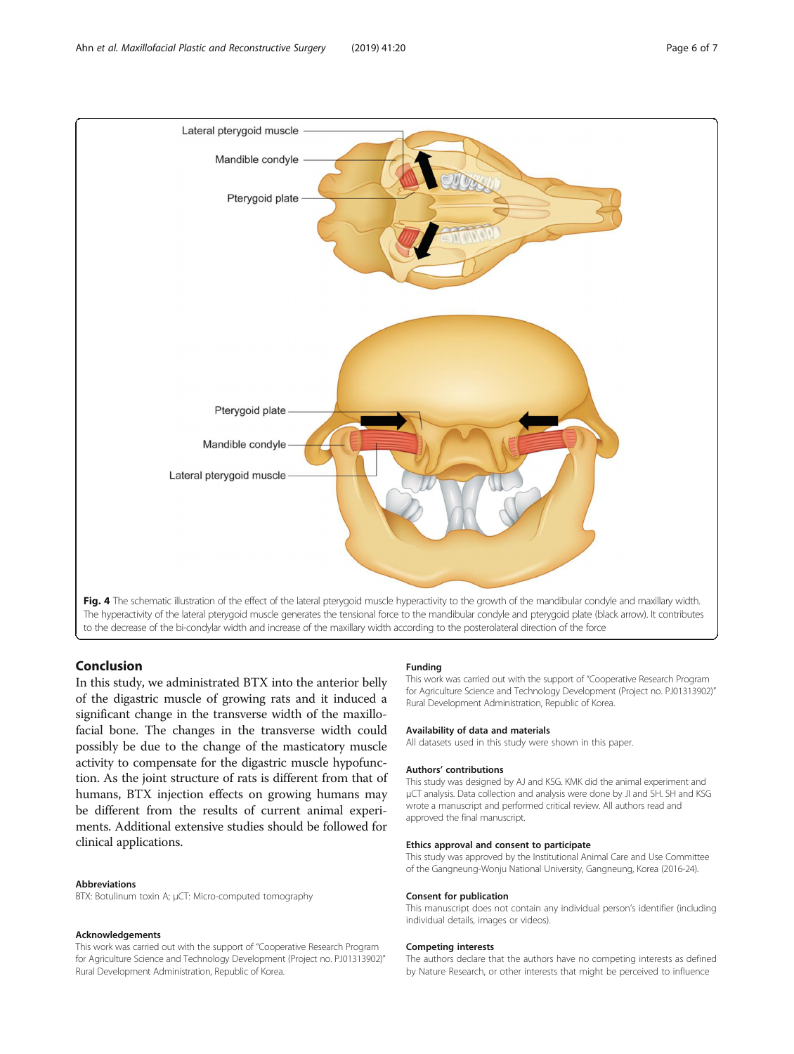Lateral pterygoid muscle

Mandible condyle

Pterygoid plate

Pterygoid plate

Mandible condyle

Lateral pterygoid muscle

**Fig. 4** The schematic illustration of the effect of the lateral pterygoid muscle hyperactivity to the growth of the mandibular condyle and maxillary width. The hyperactivity of the lateral pterygoid muscle generates the tensional force to the mandibular condyle and pterygoid plate (black arrow). It contributes to the decrease of the bi-condylar width and increase of the maxillary width according to the posterolateral direction of the force

## Conclusion

In this study, we administrated BTX into the anterior belly of the digastric muscle of growing rats and it induced a significant change in the transverse width of the maxillofacial bone. The changes in the transverse width could possibly be due to the change of the masticatory muscle activity to compensate for the digastric muscle hypofunction. As the joint structure of rats is different from that of humans, BTX injection effects on growing humans may be different from the results of current animal experiments. Additional extensive studies should be followed for clinical applications.

### Abbreviations

BTX: Botulinum toxin A; μCT: Micro-computed tomography

### Acknowledgements

This work was carried out with the support of "Cooperative Research Program for Agriculture Science and Technology Development (Project no. PJ01313902)" Rural Development Administration, Republic of Korea.

### Funding

This work was carried out with the support of "Cooperative Research Program for Agriculture Science and Technology Development (Project no. PJ01313902)" Rural Development Administration, Republic of Korea.

### Availability of data and materials

All datasets used in this study were shown in this paper.

### Authors' contributions

This study was designed by AJ and KSG. KMK did the animal experiment and μCT analysis. Data collection and analysis were done by JI and SH. SH and KSG wrote a manuscript and performed critical review. All authors read and approved the final manuscript.

### Ethics approval and consent to participate

This study was approved by the Institutional Animal Care and Use Committee of the Gangneung-Wonju National University, Gangneung, Korea (2016-24).

### Consent for publication

This manuscript does not contain any individual person's identifier (including individual details, images or videos).

### Competing interests

The authors declare that the authors have no competing interests as defined by Nature Research, or other interests that might be perceived to influence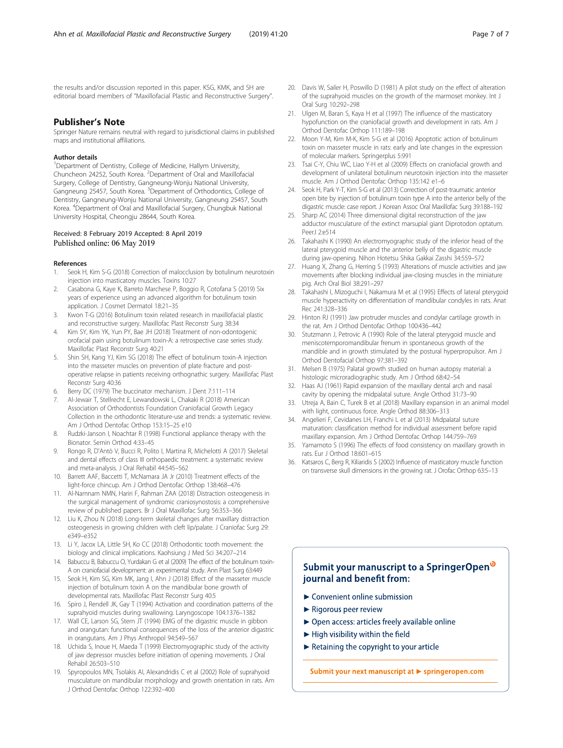the results and/or discussion reported in this paper. KSG, KMK, and SH are editorial board members of "Maxillofacial Plastic and Reconstructive Surgery".

## Publisher's Note

Springer Nature remains neutral with regard to jurisdictional claims in published maps and institutional affiliations.

### Author details

[1]Department of Dentistry, College of Medicine, Hallym University, Chuncheon 24252, South Korea. [2]Department of Oral and Maxillofacial Surgery, College of Dentistry, Gangneung-Wonju National University, Gangneung 25457, South Korea. [3]Department of Orthodontics, College of Dentistry, Gangneung-Wonju National University, Gangneung 25457, South Korea. [4]Department of Oral and Maxillofacial Surgery, Chungbuk National University Hospital, Cheongju 28644, South Korea.

Received: 8 February 2019 Accepted: 8 April 2019
Published online: 06 May 2019

### References

1. Seok H, Kim S-G (2018) Correction of malocclusion by botulinum neurotoxin injection into masticatory muscles. Toxins 10:27
2. Casabona G, Kaye K, Barreto Marchese P, Boggio R, Cotofana S (2019) Six years of experience using an advanced algorithm for botulinum toxin application. J Cosmet Dermatol 18:21–35
3. Kwon T-G (2016) Botulinum toxin related research in maxillofacial plastic and reconstructive surgery. Maxillofac Plast Reconstr Surg 38:34
4. Kim SY, Kim YK, Yun PY, Bae JH (2018) Treatment of non-odontogenic orofacial pain using botulinum toxin-A: a retrospective case series study. Maxillofac Plast Reconstr Surg 40:21
5. Shin SH, Kang YJ, Kim SG (2018) The effect of botulinum toxin-A injection into the masseter muscles on prevention of plate fracture and post-operative relapse in patients receiving orthognathic surgery. Maxillofac Plast Reconstr Surg 40:36
6. Berry DC (1979) The buccinator mechanism. J Dent 7:111–114
7. Al-Jewair T, Stellrecht E, Lewandowski L, Chakaki R (2018) American Association of Orthodontists Foundation Craniofacial Growth Legacy Collection in the orthodontic literature-use and trends: a systematic review. Am J Orthod Dentofac Orthop 153:15–25 e10
8. Rudzki-Janson I, Noachtar R (1998) Functional appliance therapy with the Bionator. Semin Orthod 4:33–45
9. Rongo R, D'Antò V, Bucci R, Polito I, Martina R, Michelotti A (2017) Skeletal and dental effects of class III orthopaedic treatment: a systematic review and meta-analysis. J Oral Rehabil 44:545–562
10. Barrett AAF, Baccetti T, McNamara JA Jr (2010) Treatment effects of the light-force chincup. Am J Orthod Dentofac Orthop 138:468–476
11. Al-Namnam NMN, Hariri F, Rahman ZAA (2018) Distraction osteogenesis in the surgical management of syndromic craniosynostosis: a comprehensive review of published papers. Br J Oral Maxillofac Surg 56:353–366
12. Liu K, Zhou N (2018) Long-term skeletal changes after maxillary distraction osteogenesis in growing children with cleft lip/palate. J Craniofac Surg 29: e349–e352
13. Li Y, Jacox LA, Little SH, Ko CC (2018) Orthodontic tooth movement: the biology and clinical implications. Kaohsiung J Med Sci 34:207–214
14. Babuccu B, Babuccu O, Yurdakan G et al (2009) The effect of the botulinum toxin-A on craniofacial development: an experimental study. Ann Plast Surg 63:449
15. Seok H, Kim SG, Kim MK, Jang I, Ahn J (2018) Effect of the masseter muscle injection of botulinum toxin A on the mandibular bone growth of developmental rats. Maxillofac Plast Reconstr Surg 40:5
16. Spiro J, Rendell JK, Gay T (1994) Activation and coordination patterns of the suprahyoid muscles during swallowing. Laryngoscope 104:1376–1382
17. Wall CE, Larson SG, Stern JT (1994) EMG of the digastric muscle in gibbon and orangutan: functional consequences of the loss of the anterior digastric in orangutans. Am J Phys Anthropol 94:549–567
18. Uchida S, Inoue H, Maeda T (1999) Electromyographic study of the activity of jaw depressor muscles before initiation of opening movements. J Oral Rehabil 26:503–510
19. Spyropoulos MN, Tsolakis AI, Alexandridis C et al (2002) Role of suprahyoid musculature on mandibular morphology and growth orientation in rats. Am J Orthod Dentofac Orthop 122:392–400
20. Davis W, Sailer H, Poswillo D (1981) A pilot study on the effect of alteration of the suprahyoid muscles on the growth of the marmoset monkey. Int J Oral Surg 10:292–298
21. Ulgen M, Baran S, Kaya H et al (1997) The influence of the masticatory hypofunction on the craniofacial growth and development in rats. Am J Orthod Dentofac Orthop 111:189–198
22. Moon Y-M, Kim M-K, Kim S-G et al (2016) Apoptotic action of botulinum toxin on masseter muscle in rats: early and late changes in the expression of molecular markers. Springerplus 5:991
23. Tsai C-Y, Chiu WC, Liao Y-H et al (2009) Effects on craniofacial growth and development of unilateral botulinum neurotoxin injection into the masseter muscle. Am J Orthod Dentofac Orthop 135:142 e1–6
24. Seok H, Park Y-T, Kim S-G et al (2013) Correction of post-traumatic anterior open bite by injection of botulinum toxin type A into the anterior belly of the digastric muscle: case report. J Korean Assoc Oral Maxillofac Surg 39:188–192
25. Sharp AC (2014) Three dimensional digital reconstruction of the jaw adductor musculature of the extinct marsupial giant Diprotodon optatum. PeerJ 2:e514
26. Takahashi K (1990) An electromyographic study of the inferior head of the lateral pterygoid muscle and the anterior belly of the digastric muscle during jaw-opening. Nihon Hotetsu Shika Gakkai Zasshi 34:559–572
27. Huang X, Zhang G, Herring S (1993) Alterations of muscle activities and jaw movements after blocking individual jaw-closing muscles in the miniature pig. Arch Oral Biol 38:291–297
28. Takahashi I, Mizoguchi I, Nakamura M et al (1995) Effects of lateral pterygoid muscle hyperactivity on differentiation of mandibular condyles in rats. Anat Rec 241:328–336
29. Hinton RJ (1991) Jaw protruder muscles and condylar cartilage growth in the rat. Am J Orthod Dentofac Orthop 100:436–442
30. Stutzmann J, Petrovic A (1990) Role of the lateral pterygoid muscle and meniscotemporomandibular frenum in spontaneous growth of the mandible and in growth stimulated by the postural hyperpropulsor. Am J Orthod Dentofacial Orthop 97:381–392
31. Melsen B (1975) Palatal growth studied on human autopsy material: a histologic microradiographic study. Am J Orthod 68:42–54
32. Haas AJ (1961) Rapid expansion of the maxillary dental arch and nasal cavity by opening the midpalatal suture. Angle Orthod 31:73–90
33. Utreja A, Bain C, Turek B et al (2018) Maxillary expansion in an animal model with light, continuous force. Angle Orthod 88:306–313
34. Angelieri F, Cevidanes LH, Franchi L et al (2013) Midpalatal suture maturation: classification method for individual assessment before rapid maxillary expansion. Am J Orthod Dentofac Orthop 144:759–769
35. Yamamoto S (1996) The effects of food consistency on maxillary growth in rats. Eur J Orthod 18:601–615
36. Katsaros C, Berg R, Kiliaridis S (2002) Influence of masticatory muscle function on transverse skull dimensions in the growing rat. J Orofac Orthop 63:5–13

**Submit your manuscript to a SpringerOpen journal and benefit from:**

- Convenient online submission
- Rigorous peer review
- Open access: articles freely available online
- High visibility within the field
- Retaining the copyright to your article

**Submit your next manuscript at ▶ springeropen.com**